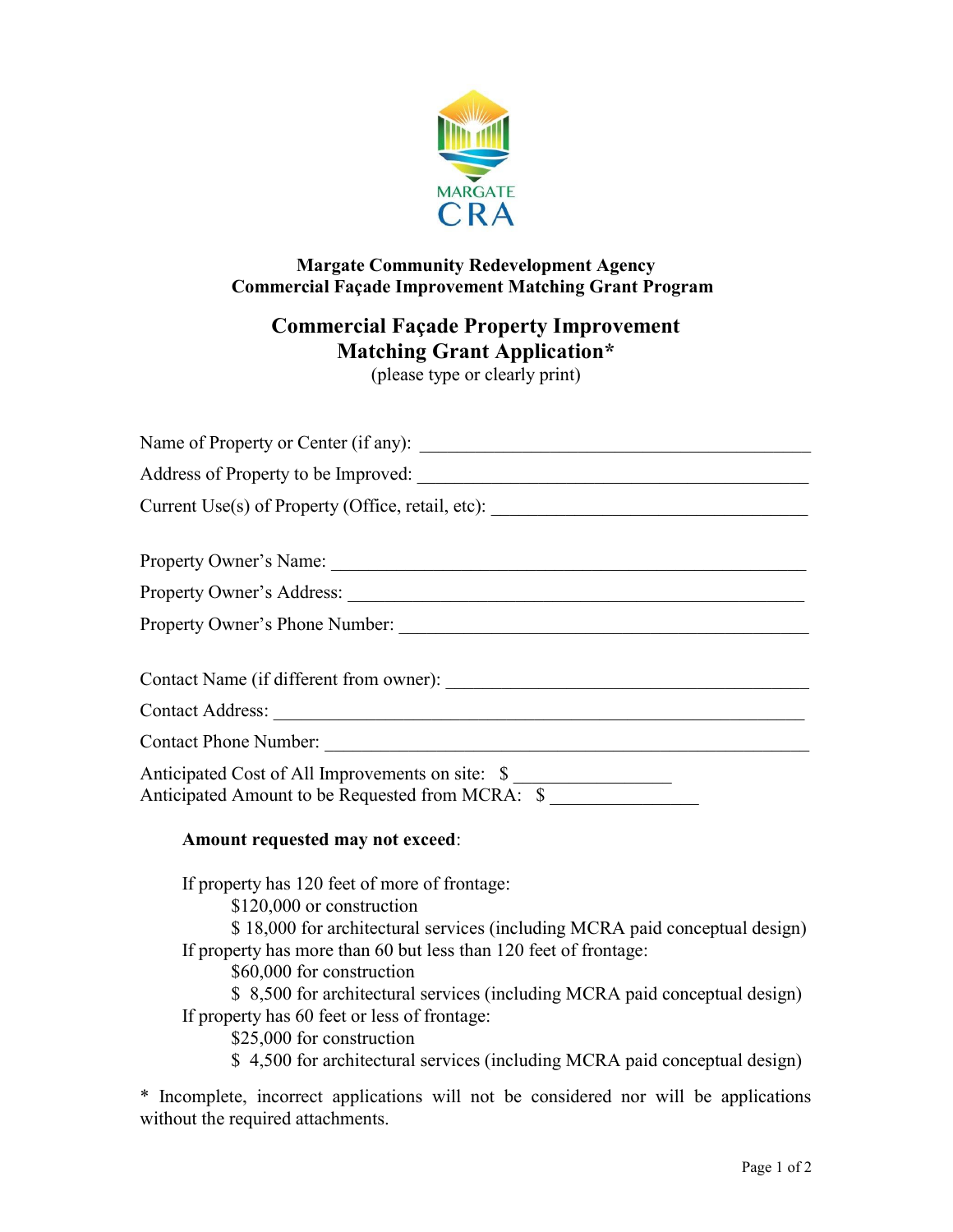MARGATE
CRA

**Margate Community Redevelopment Agency**
**Commercial Façade Improvement Matching Grant Program**

# Commercial Façade Property Improvement Matching Grant Application*

(please type or clearly print)

Name of Property or Center (if any): ____________________________________________

Address of Property to be Improved: ____________________________________________

Current Use(s) of Property (Office, retail, etc): ________________________________

Property Owner's Name: ________________________________________________

Property Owner's Address: ______________________________________________

Property Owner's Phone Number: _________________________________________

Contact Name (if different from owner): ____________________________________

Contact Address: _______________________________________________________

Contact Phone Number: __________________________________________________

Anticipated Cost of All Improvements on site: $ ________________
Anticipated Amount to be Requested from MCRA: $ _______________

**Amount requested may not exceed**:

If property has 120 feet of more of frontage:
- $120,000 or construction
- $ 18,000 for architectural services (including MCRA paid conceptual design)

If property has more than 60 but less than 120 feet of frontage:
- $60,000 for construction
- $ 8,500 for architectural services (including MCRA paid conceptual design)

If property has 60 feet or less of frontage:
- $25,000 for construction
- $ 4,500 for architectural services (including MCRA paid conceptual design)

* Incomplete, incorrect applications will not be considered nor will be applications without the required attachments.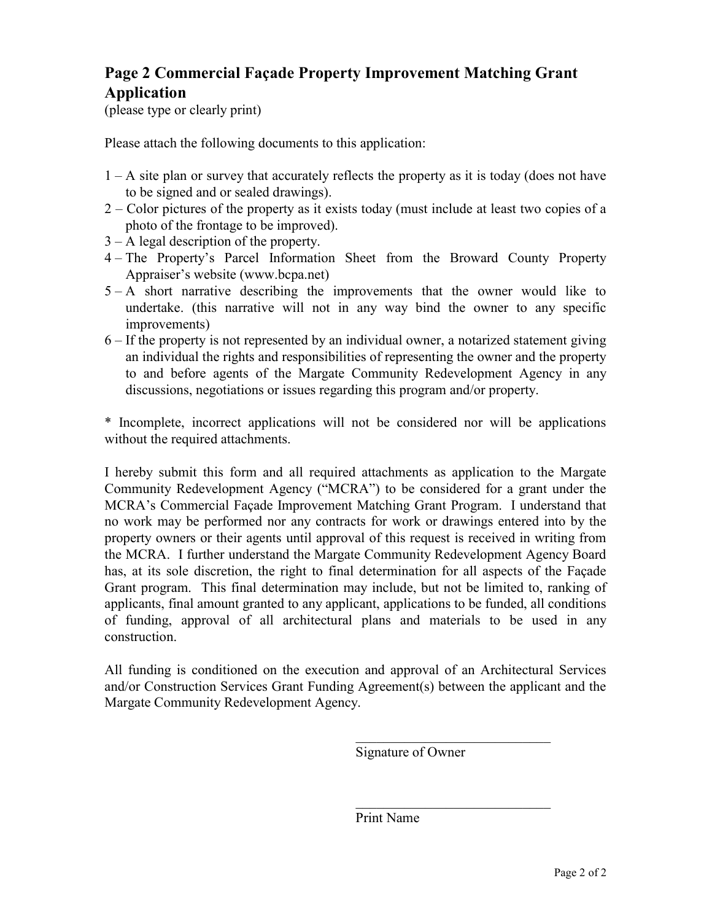## Page 2 Commercial Façade Property Improvement Matching Grant Application

(please type or clearly print)

Please attach the following documents to this application:

1 – A site plan or survey that accurately reflects the property as it is today (does not have to be signed and or sealed drawings).

2 – Color pictures of the property as it exists today (must include at least two copies of a photo of the frontage to be improved).

3 – A legal description of the property.

4 – The Property's Parcel Information Sheet from the Broward County Property Appraiser's website (www.bcpa.net)

5 – A short narrative describing the improvements that the owner would like to undertake. (this narrative will not in any way bind the owner to any specific improvements)

6 – If the property is not represented by an individual owner, a notarized statement giving an individual the rights and responsibilities of representing the owner and the property to and before agents of the Margate Community Redevelopment Agency in any discussions, negotiations or issues regarding this program and/or property.

* Incomplete, incorrect applications will not be considered nor will be applications without the required attachments.

I hereby submit this form and all required attachments as application to the Margate Community Redevelopment Agency ("MCRA") to be considered for a grant under the MCRA's Commercial Façade Improvement Matching Grant Program. I understand that no work may be performed nor any contracts for work or drawings entered into by the property owners or their agents until approval of this request is received in writing from the MCRA. I further understand the Margate Community Redevelopment Agency Board has, at its sole discretion, the right to final determination for all aspects of the Façade Grant program. This final determination may include, but not be limited to, ranking of applicants, final amount granted to any applicant, applications to be funded, all conditions of funding, approval of all architectural plans and materials to be used in any construction.

All funding is conditioned on the execution and approval of an Architectural Services and/or Construction Services Grant Funding Agreement(s) between the applicant and the Margate Community Redevelopment Agency.

\_\_\_\_\_\_\_\_\_\_\_\_\_\_\_\_\_\_\_\_\_\_\_\_\_\_\_\_\_\_
Signature of Owner

\_\_\_\_\_\_\_\_\_\_\_\_\_\_\_\_\_\_\_\_\_\_\_\_\_\_\_\_\_\_
Print Name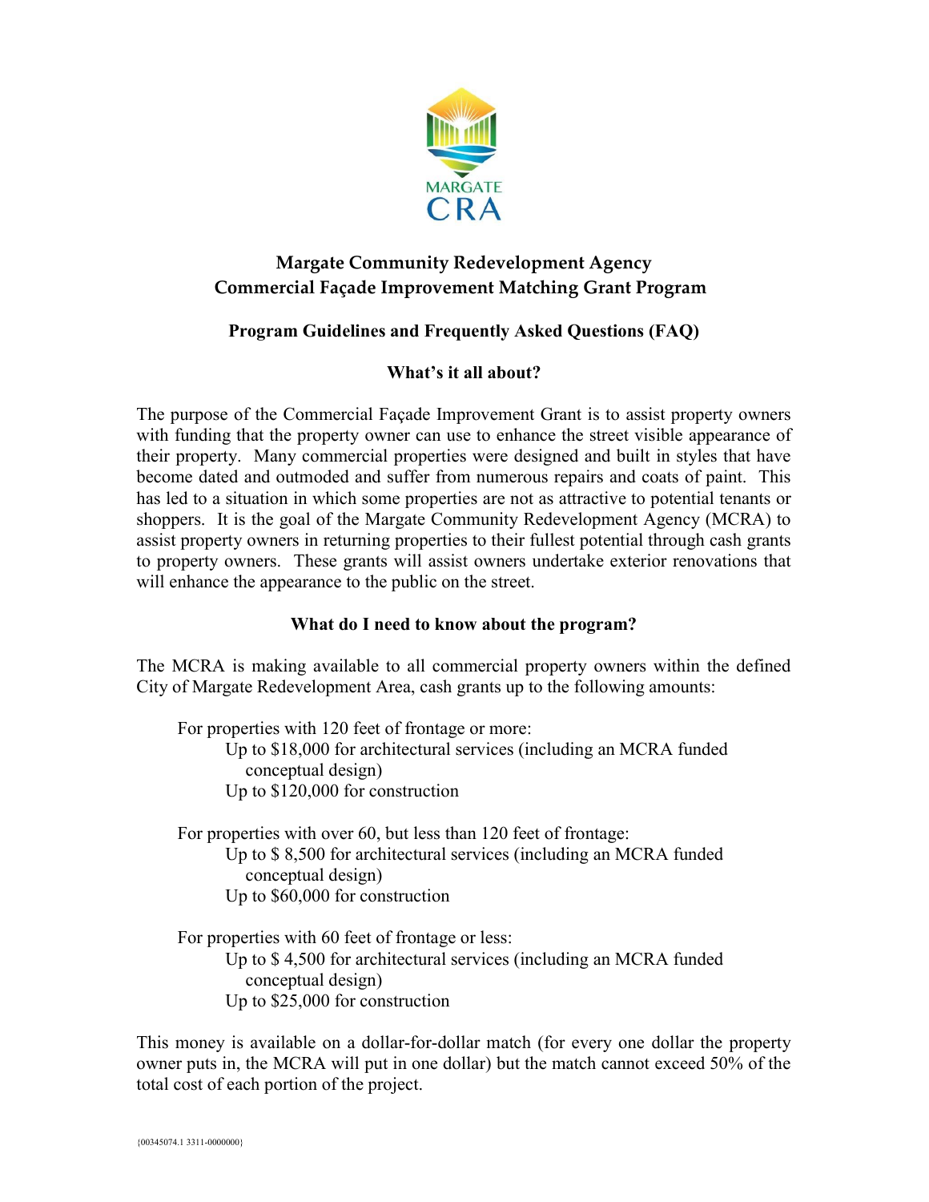MARGATE CRA

# Margate Community Redevelopment Agency
# Commercial Façade Improvement Matching Grant Program

## Program Guidelines and Frequently Asked Questions (FAQ)

### What's it all about?

The purpose of the Commercial Façade Improvement Grant is to assist property owners with funding that the property owner can use to enhance the street visible appearance of their property. Many commercial properties were designed and built in styles that have become dated and outmoded and suffer from numerous repairs and coats of paint. This has led to a situation in which some properties are not as attractive to potential tenants or shoppers. It is the goal of the Margate Community Redevelopment Agency (MCRA) to assist property owners in returning properties to their fullest potential through cash grants to property owners. These grants will assist owners undertake exterior renovations that will enhance the appearance to the public on the street.

### What do I need to know about the program?

The MCRA is making available to all commercial property owners within the defined City of Margate Redevelopment Area, cash grants up to the following amounts:

For properties with 120 feet of frontage or more:
- Up to $18,000 for architectural services (including an MCRA funded conceptual design)
- Up to $120,000 for construction

For properties with over 60, but less than 120 feet of frontage:
- Up to $ 8,500 for architectural services (including an MCRA funded conceptual design)
- Up to $60,000 for construction

For properties with 60 feet of frontage or less:
- Up to $ 4,500 for architectural services (including an MCRA funded conceptual design)
- Up to $25,000 for construction

This money is available on a dollar-for-dollar match (for every one dollar the property owner puts in, the MCRA will put in one dollar) but the match cannot exceed 50% of the total cost of each portion of the project.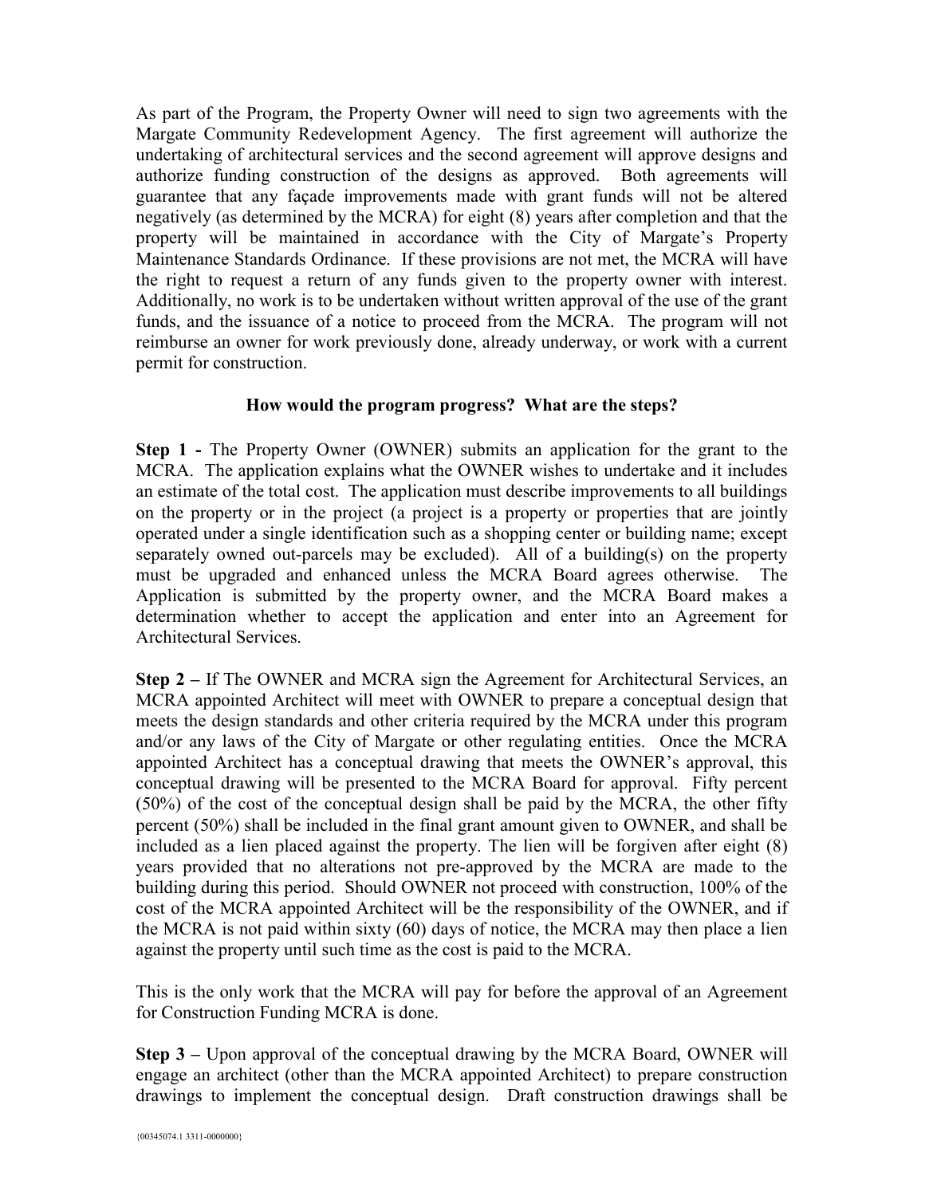As part of the Program, the Property Owner will need to sign two agreements with the Margate Community Redevelopment Agency. The first agreement will authorize the undertaking of architectural services and the second agreement will approve designs and authorize funding construction of the designs as approved. Both agreements will guarantee that any façade improvements made with grant funds will not be altered negatively (as determined by the MCRA) for eight (8) years after completion and that the property will be maintained in accordance with the City of Margate's Property Maintenance Standards Ordinance. If these provisions are not met, the MCRA will have the right to request a return of any funds given to the property owner with interest. Additionally, no work is to be undertaken without written approval of the use of the grant funds, and the issuance of a notice to proceed from the MCRA. The program will not reimburse an owner for work previously done, already underway, or work with a current permit for construction.

**How would the program progress? What are the steps?**

**Step 1 -** The Property Owner (OWNER) submits an application for the grant to the MCRA. The application explains what the OWNER wishes to undertake and it includes an estimate of the total cost. The application must describe improvements to all buildings on the property or in the project (a project is a property or properties that are jointly operated under a single identification such as a shopping center or building name; except separately owned out-parcels may be excluded). All of a building(s) on the property must be upgraded and enhanced unless the MCRA Board agrees otherwise. The Application is submitted by the property owner, and the MCRA Board makes a determination whether to accept the application and enter into an Agreement for Architectural Services.

**Step 2 –** If The OWNER and MCRA sign the Agreement for Architectural Services, an MCRA appointed Architect will meet with OWNER to prepare a conceptual design that meets the design standards and other criteria required by the MCRA under this program and/or any laws of the City of Margate or other regulating entities. Once the MCRA appointed Architect has a conceptual drawing that meets the OWNER's approval, this conceptual drawing will be presented to the MCRA Board for approval. Fifty percent (50%) of the cost of the conceptual design shall be paid by the MCRA, the other fifty percent (50%) shall be included in the final grant amount given to OWNER, and shall be included as a lien placed against the property. The lien will be forgiven after eight (8) years provided that no alterations not pre-approved by the MCRA are made to the building during this period. Should OWNER not proceed with construction, 100% of the cost of the MCRA appointed Architect will be the responsibility of the OWNER, and if the MCRA is not paid within sixty (60) days of notice, the MCRA may then place a lien against the property until such time as the cost is paid to the MCRA.

This is the only work that the MCRA will pay for before the approval of an Agreement for Construction Funding MCRA is done.

**Step 3 –** Upon approval of the conceptual drawing by the MCRA Board, OWNER will engage an architect (other than the MCRA appointed Architect) to prepare construction drawings to implement the conceptual design. Draft construction drawings shall be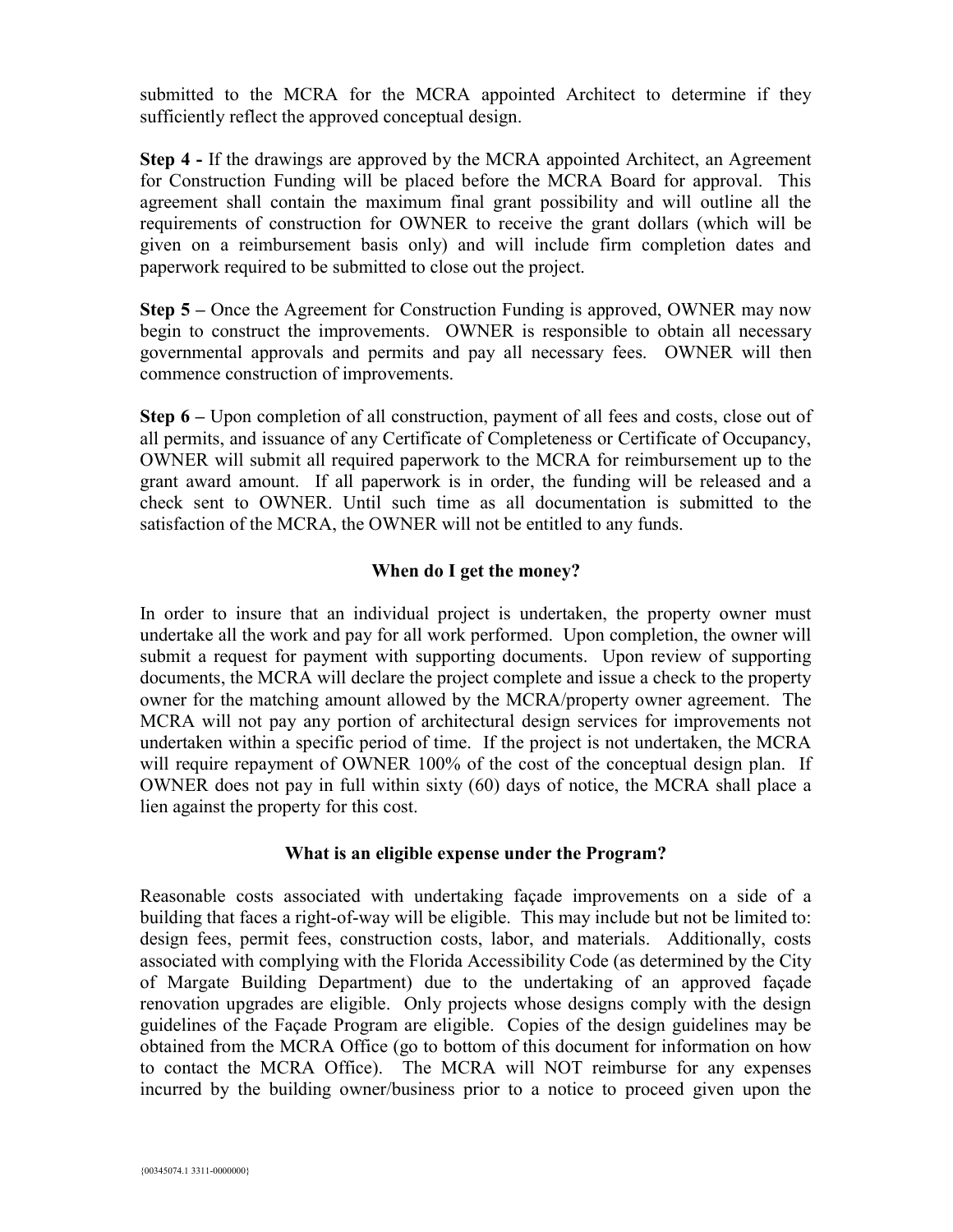submitted to the MCRA for the MCRA appointed Architect to determine if they sufficiently reflect the approved conceptual design.

**Step 4 -** If the drawings are approved by the MCRA appointed Architect, an Agreement for Construction Funding will be placed before the MCRA Board for approval. This agreement shall contain the maximum final grant possibility and will outline all the requirements of construction for OWNER to receive the grant dollars (which will be given on a reimbursement basis only) and will include firm completion dates and paperwork required to be submitted to close out the project.

**Step 5 –** Once the Agreement for Construction Funding is approved, OWNER may now begin to construct the improvements. OWNER is responsible to obtain all necessary governmental approvals and permits and pay all necessary fees. OWNER will then commence construction of improvements.

**Step 6 –** Upon completion of all construction, payment of all fees and costs, close out of all permits, and issuance of any Certificate of Completeness or Certificate of Occupancy, OWNER will submit all required paperwork to the MCRA for reimbursement up to the grant award amount. If all paperwork is in order, the funding will be released and a check sent to OWNER. Until such time as all documentation is submitted to the satisfaction of the MCRA, the OWNER will not be entitled to any funds.

### When do I get the money?

In order to insure that an individual project is undertaken, the property owner must undertake all the work and pay for all work performed. Upon completion, the owner will submit a request for payment with supporting documents. Upon review of supporting documents, the MCRA will declare the project complete and issue a check to the property owner for the matching amount allowed by the MCRA/property owner agreement. The MCRA will not pay any portion of architectural design services for improvements not undertaken within a specific period of time. If the project is not undertaken, the MCRA will require repayment of OWNER 100% of the cost of the conceptual design plan. If OWNER does not pay in full within sixty (60) days of notice, the MCRA shall place a lien against the property for this cost.

### What is an eligible expense under the Program?

Reasonable costs associated with undertaking façade improvements on a side of a building that faces a right-of-way will be eligible. This may include but not be limited to: design fees, permit fees, construction costs, labor, and materials. Additionally, costs associated with complying with the Florida Accessibility Code (as determined by the City of Margate Building Department) due to the undertaking of an approved façade renovation upgrades are eligible. Only projects whose designs comply with the design guidelines of the Façade Program are eligible. Copies of the design guidelines may be obtained from the MCRA Office (go to bottom of this document for information on how to contact the MCRA Office). The MCRA will NOT reimburse for any expenses incurred by the building owner/business prior to a notice to proceed given upon the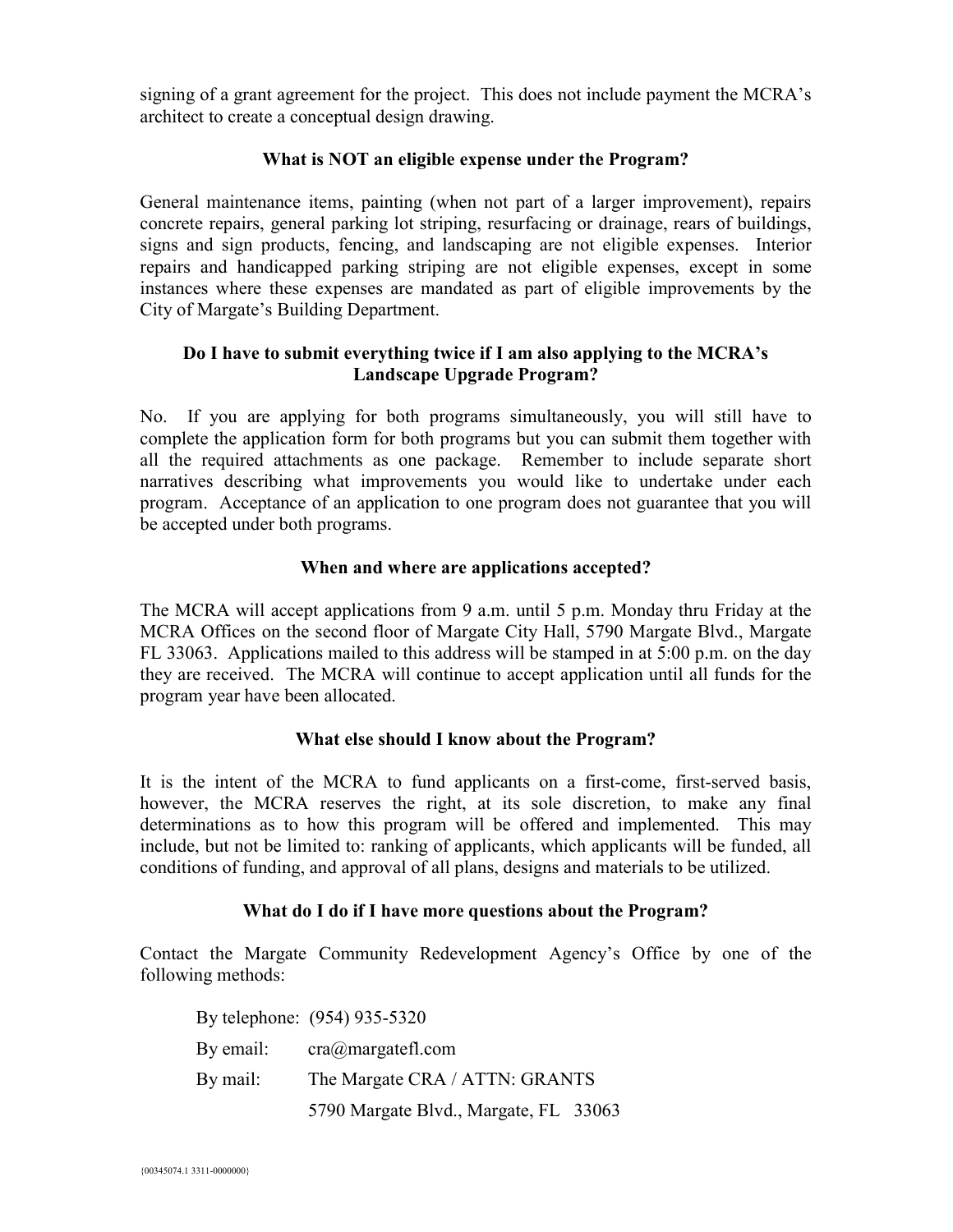signing of a grant agreement for the project. This does not include payment the MCRA's architect to create a conceptual design drawing.

### What is NOT an eligible expense under the Program?

General maintenance items, painting (when not part of a larger improvement), repairs concrete repairs, general parking lot striping, resurfacing or drainage, rears of buildings, signs and sign products, fencing, and landscaping are not eligible expenses. Interior repairs and handicapped parking striping are not eligible expenses, except in some instances where these expenses are mandated as part of eligible improvements by the City of Margate's Building Department.

### Do I have to submit everything twice if I am also applying to the MCRA's Landscape Upgrade Program?

No. If you are applying for both programs simultaneously, you will still have to complete the application form for both programs but you can submit them together with all the required attachments as one package. Remember to include separate short narratives describing what improvements you would like to undertake under each program. Acceptance of an application to one program does not guarantee that you will be accepted under both programs.

### When and where are applications accepted?

The MCRA will accept applications from 9 a.m. until 5 p.m. Monday thru Friday at the MCRA Offices on the second floor of Margate City Hall, 5790 Margate Blvd., Margate FL 33063. Applications mailed to this address will be stamped in at 5:00 p.m. on the day they are received. The MCRA will continue to accept application until all funds for the program year have been allocated.

### What else should I know about the Program?

It is the intent of the MCRA to fund applicants on a first-come, first-served basis, however, the MCRA reserves the right, at its sole discretion, to make any final determinations as to how this program will be offered and implemented. This may include, but not be limited to: ranking of applicants, which applicants will be funded, all conditions of funding, and approval of all plans, designs and materials to be utilized.

### What do I do if I have more questions about the Program?

Contact the Margate Community Redevelopment Agency's Office by one of the following methods:

By telephone: (954) 935-5320

By email: cra@margatefl.com

By mail: The Margate CRA / ATTN: GRANTS
5790 Margate Blvd., Margate, FL 33063

{00345074.1 3311-0000000}